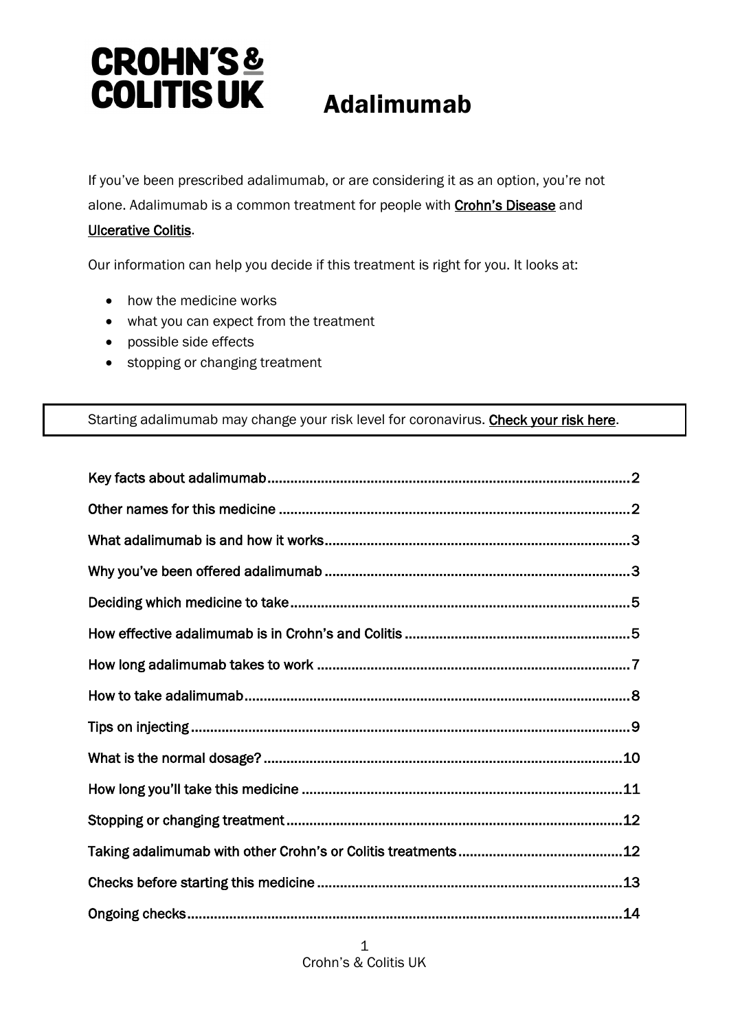**CROHN'S & COLITIS UK**

# Adalimumab

If you've been prescribed adalimumab, or are considering it as an option, you're not alone. Adalimumab is a common treatment for people with Crohn's Disease and Ulcerative Colitis.

Our information can help you decide if this treatment is right for you. It looks at:

- how the medicine works
- what you can expect from the treatment
- possible side effects
- stopping or changing treatment

> Starting adalimumab may change your risk level for coronavirus. Check your risk here.

- Key facts about adalimumab .......... 2
- Other names for this medicine .......... 2
- What adalimumab is and how it works .......... 3
- Why you've been offered adalimumab .......... 3
- Deciding which medicine to take .......... 5
- How effective adalimumab is in Crohn's and Colitis .......... 5
- How long adalimumab takes to work .......... 7
- How to take adalimumab .......... 8
- Tips on injecting .......... 9
- What is the normal dosage? .......... 10
- How long you'll take this medicine .......... 11
- Stopping or changing treatment .......... 12
- Taking adalimumab with other Crohn's or Colitis treatments .......... 12
- Checks before starting this medicine .......... 13
- Ongoing checks .......... 14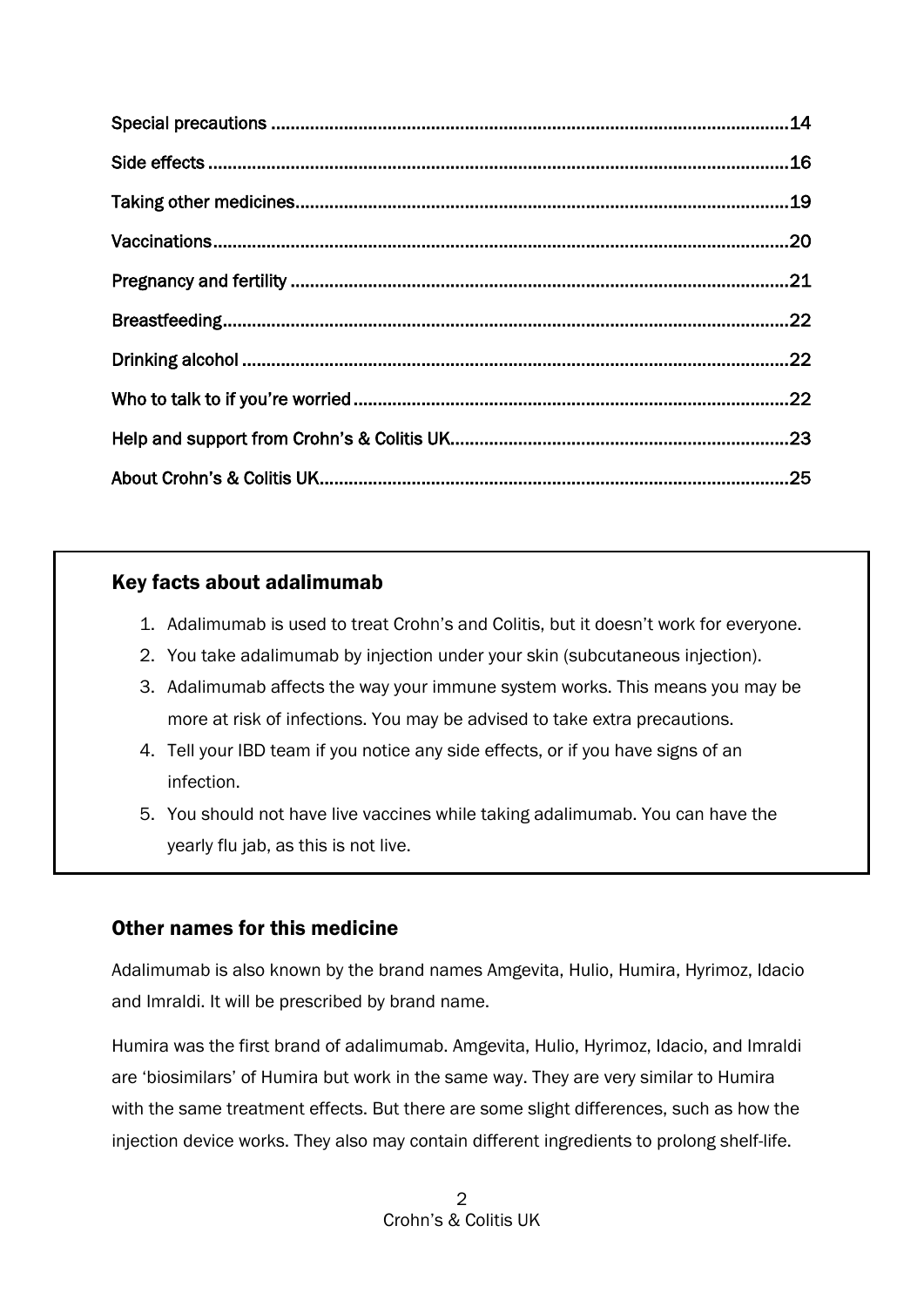Special precautions ......................................................................................................14

Side effects ....................................................................................................................16

Taking other medicines..................................................................................................19

Vaccinations...................................................................................................................20

Pregnancy and fertility ..................................................................................................21

Breastfeeding.................................................................................................................22

Drinking alcohol .............................................................................................................22

Who to talk to if you're worried......................................................................................22

Help and support from Crohn's & Colitis UK..................................................................23

About Crohn's & Colitis UK.............................................................................................25

## Key facts about adalimumab

1. Adalimumab is used to treat Crohn's and Colitis, but it doesn't work for everyone.
2. You take adalimumab by injection under your skin (subcutaneous injection).
3. Adalimumab affects the way your immune system works. This means you may be more at risk of infections. You may be advised to take extra precautions.
4. Tell your IBD team if you notice any side effects, or if you have signs of an infection.
5. You should not have live vaccines while taking adalimumab. You can have the yearly flu jab, as this is not live.

## Other names for this medicine

Adalimumab is also known by the brand names Amgevita, Hulio, Humira, Hyrimoz, Idacio and Imraldi. It will be prescribed by brand name.

Humira was the first brand of adalimumab. Amgevita, Hulio, Hyrimoz, Idacio, and Imraldi are 'biosimilars' of Humira but work in the same way. They are very similar to Humira with the same treatment effects. But there are some slight differences, such as how the injection device works. They also may contain different ingredients to prolong shelf-life.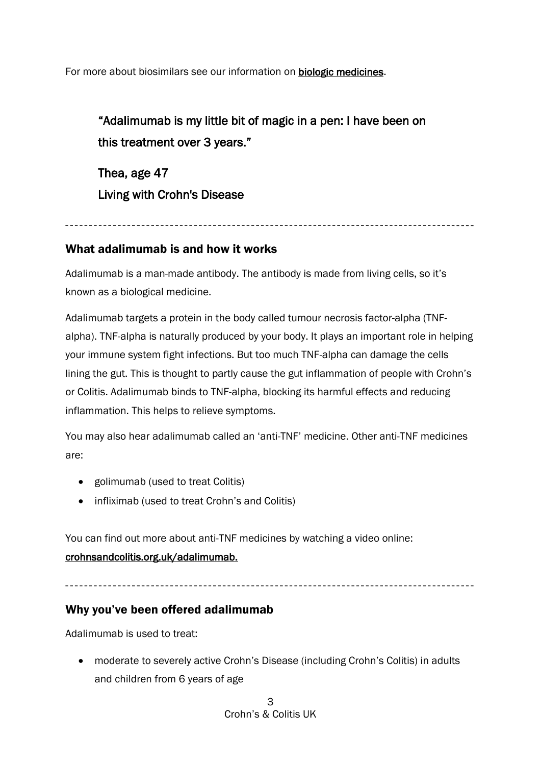For more about biosimilars see our information on **biologic medicines**.

> “Adalimumab is my little bit of magic in a pen: I have been on this treatment over 3 years.”
>
> Thea, age 47
>
> Living with Crohn's Disease

---

## What adalimumab is and how it works

Adalimumab is a man-made antibody. The antibody is made from living cells, so it’s known as a biological medicine.

Adalimumab targets a protein in the body called tumour necrosis factor-alpha (TNF-alpha). TNF-alpha is naturally produced by your body. It plays an important role in helping your immune system fight infections. But too much TNF-alpha can damage the cells lining the gut. This is thought to partly cause the gut inflammation of people with Crohn’s or Colitis. Adalimumab binds to TNF-alpha, blocking its harmful effects and reducing inflammation. This helps to relieve symptoms.

You may also hear adalimumab called an ‘anti-TNF’ medicine. Other anti-TNF medicines are:

- golimumab (used to treat Colitis)
- infliximab (used to treat Crohn’s and Colitis)

You can find out more about anti-TNF medicines by watching a video online: **crohnsandcolitis.org.uk/adalimumab.**

---

## Why you’ve been offered adalimumab

Adalimumab is used to treat:

- moderate to severely active Crohn’s Disease (including Crohn’s Colitis) in adults and children from 6 years of age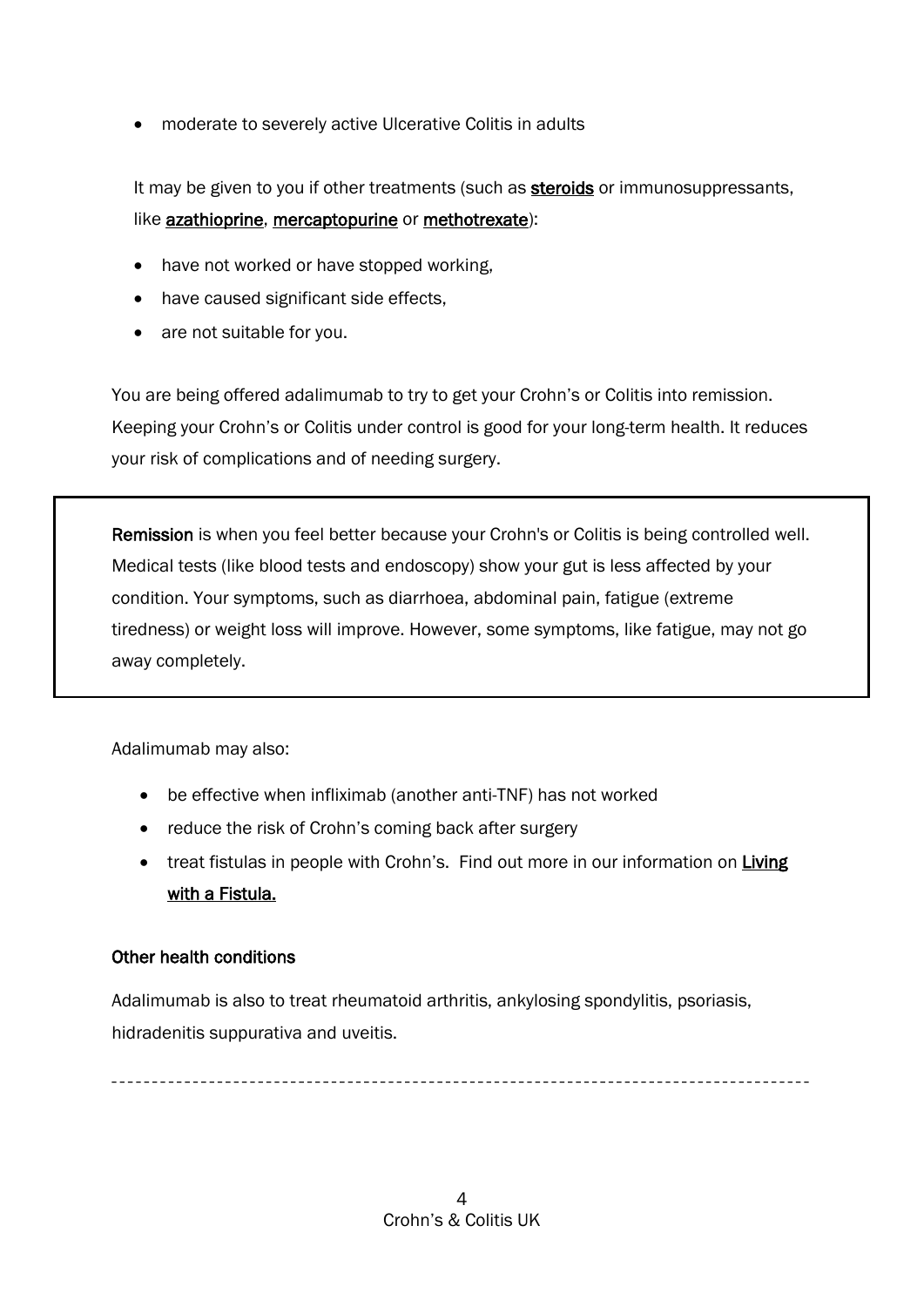- moderate to severely active Ulcerative Colitis in adults

It may be given to you if other treatments (such as **steroids** or immunosuppressants, like **azathioprine**, **mercaptopurine** or **methotrexate**):

- have not worked or have stopped working,
- have caused significant side effects,
- are not suitable for you.

You are being offered adalimumab to try to get your Crohn's or Colitis into remission. Keeping your Crohn's or Colitis under control is good for your long-term health. It reduces your risk of complications and of needing surgery.

> **Remission** is when you feel better because your Crohn's or Colitis is being controlled well. Medical tests (like blood tests and endoscopy) show your gut is less affected by your condition. Your symptoms, such as diarrhoea, abdominal pain, fatigue (extreme tiredness) or weight loss will improve. However, some symptoms, like fatigue, may not go away completely.

Adalimumab may also:

- be effective when infliximab (another anti-TNF) has not worked
- reduce the risk of Crohn's coming back after surgery
- treat fistulas in people with Crohn's. Find out more in our information on **Living with a Fistula.**

### Other health conditions

Adalimumab is also to treat rheumatoid arthritis, ankylosing spondylitis, psoriasis, hidradenitis suppurativa and uveitis.

---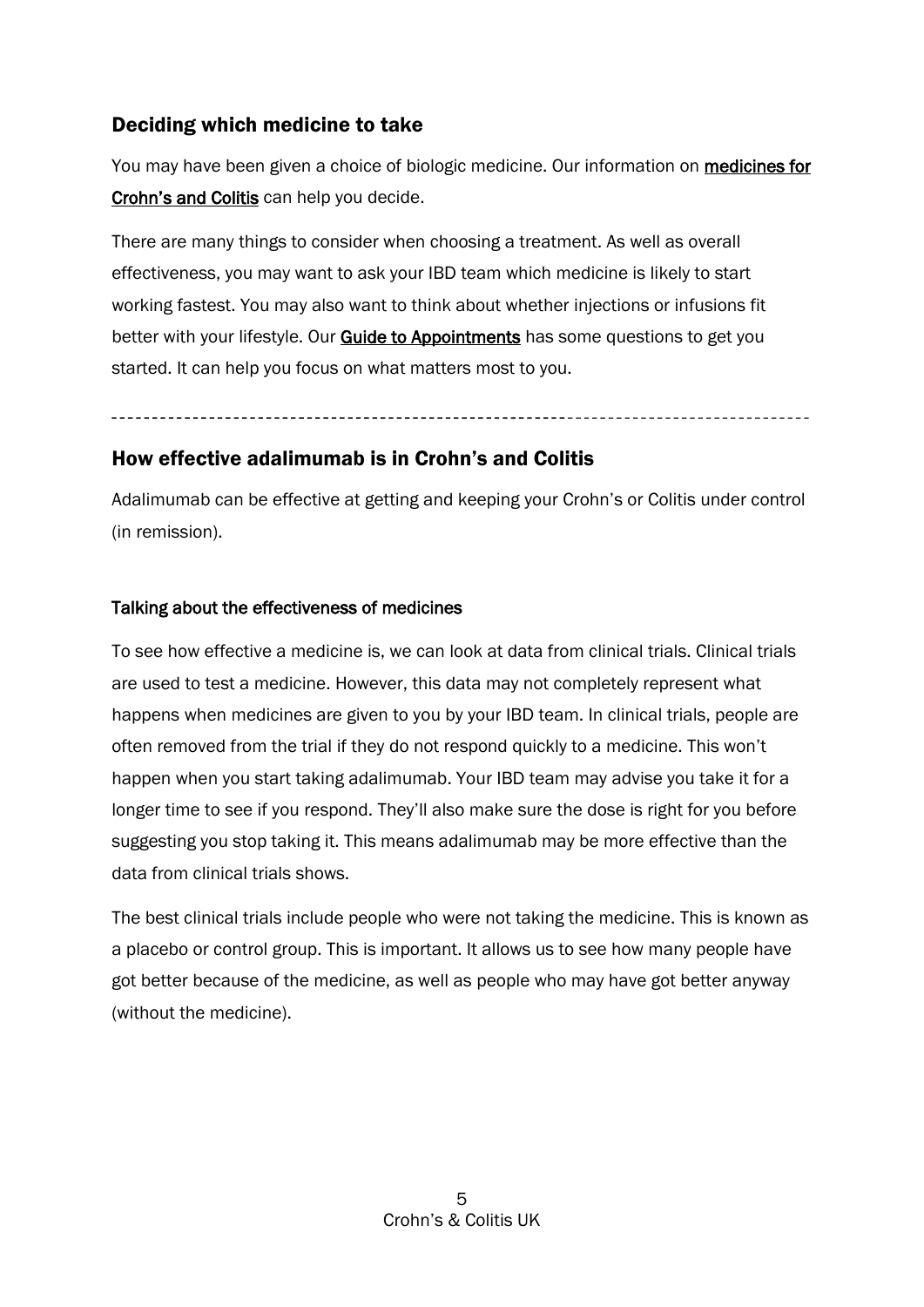## Deciding which medicine to take

You may have been given a choice of biologic medicine. Our information on **medicines for Crohn's and Colitis** can help you decide.

There are many things to consider when choosing a treatment. As well as overall effectiveness, you may want to ask your IBD team which medicine is likely to start working fastest. You may also want to think about whether injections or infusions fit better with your lifestyle. Our **Guide to Appointments** has some questions to get you started. It can help you focus on what matters most to you.

---

## How effective adalimumab is in Crohn's and Colitis

Adalimumab can be effective at getting and keeping your Crohn's or Colitis under control (in remission).

### Talking about the effectiveness of medicines

To see how effective a medicine is, we can look at data from clinical trials. Clinical trials are used to test a medicine. However, this data may not completely represent what happens when medicines are given to you by your IBD team. In clinical trials, people are often removed from the trial if they do not respond quickly to a medicine. This won't happen when you start taking adalimumab. Your IBD team may advise you take it for a longer time to see if you respond. They'll also make sure the dose is right for you before suggesting you stop taking it. This means adalimumab may be more effective than the data from clinical trials shows.

The best clinical trials include people who were not taking the medicine. This is known as a placebo or control group. This is important. It allows us to see how many people have got better because of the medicine, as well as people who may have got better anyway (without the medicine).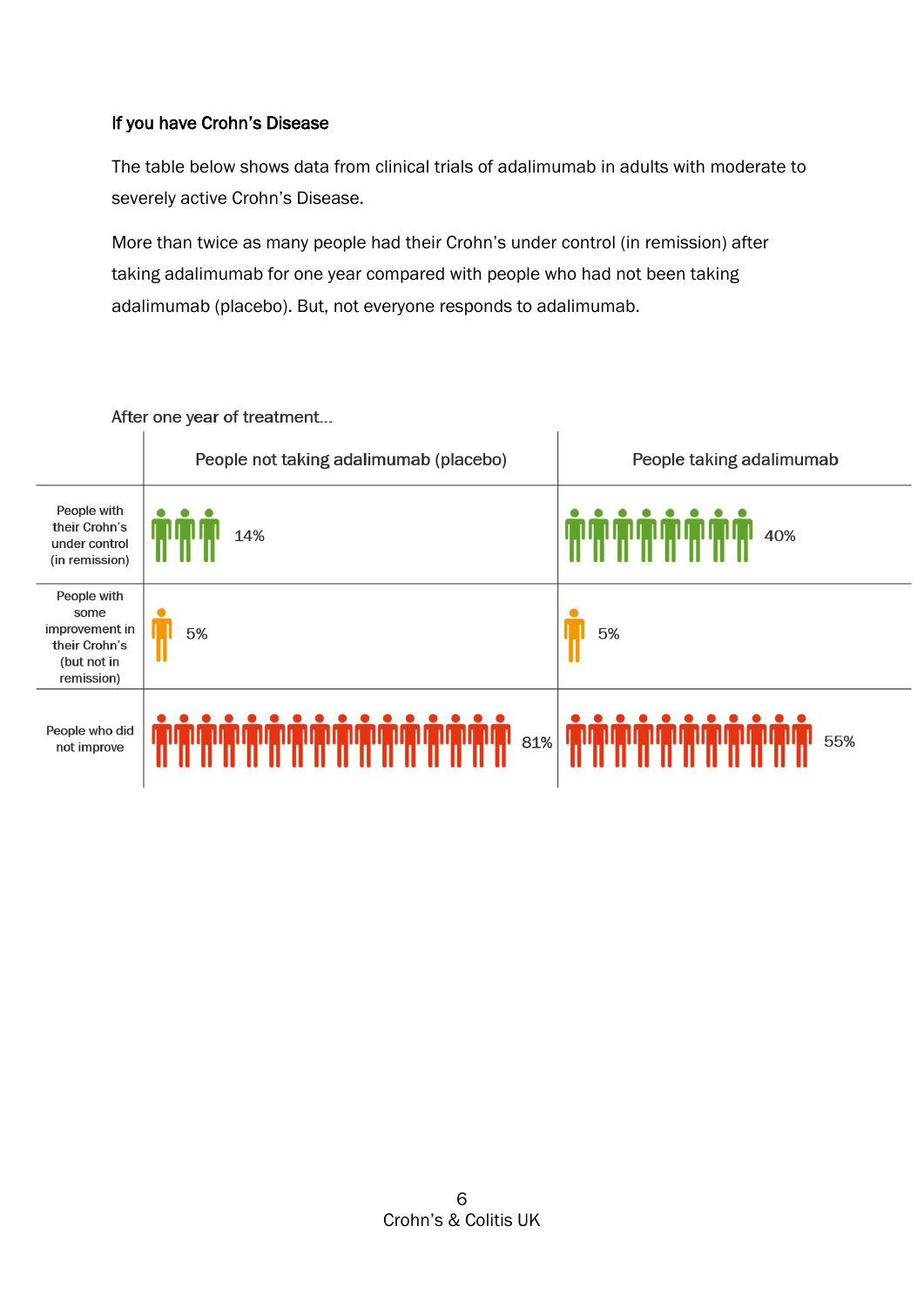**If you have Crohn's Disease**

The table below shows data from clinical trials of adalimumab in adults with moderate to severely active Crohn's Disease.

More than twice as many people had their Crohn's under control (in remission) after taking adalimumab for one year compared with people who had not been taking adalimumab (placebo). But, not everyone responds to adalimumab.

After one year of treatment…

| | People not taking adalimumab (placebo) | People taking adalimumab |
|---|---|---|
| People with their Crohn's under control (in remission) | 14% | 40% |
| People with some improvement in their Crohn's (but not in remission) | 5% | 5% |
| People who did not improve | 81% | 55% |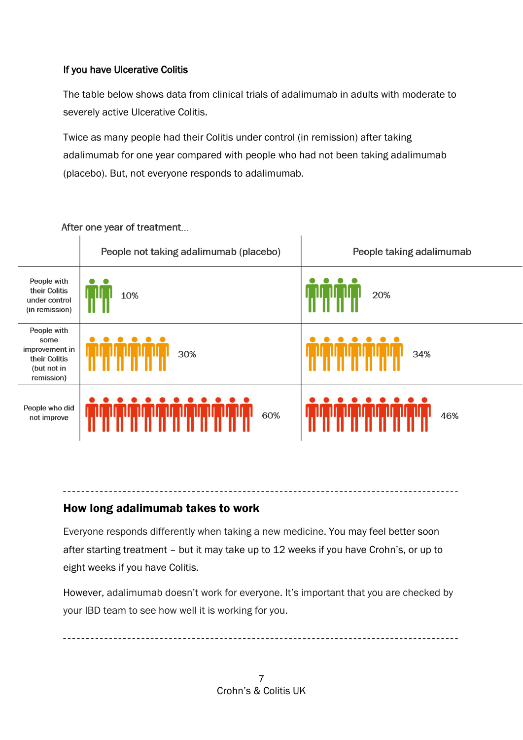### If you have Ulcerative Colitis

The table below shows data from clinical trials of adalimumab in adults with moderate to severely active Ulcerative Colitis.

Twice as many people had their Colitis under control (in remission) after taking adalimumab for one year compared with people who had not been taking adalimumab (placebo). But, not everyone responds to adalimumab.

After one year of treatment…

| | People not taking adalimumab (placebo) | People taking adalimumab |
|---|---|---|
| People with their Colitis under control (in remission) | 10% | 20% |
| People with some improvement in their Colitis (but not in remission) | 30% | 34% |
| People who did not improve | 60% | 46% |

---

## How long adalimumab takes to work

Everyone responds differently when taking a new medicine. You may feel better soon after starting treatment – but it may take up to 12 weeks if you have Crohn's, or up to eight weeks if you have Colitis.

However, adalimumab doesn't work for everyone. It's important that you are checked by your IBD team to see how well it is working for you.

---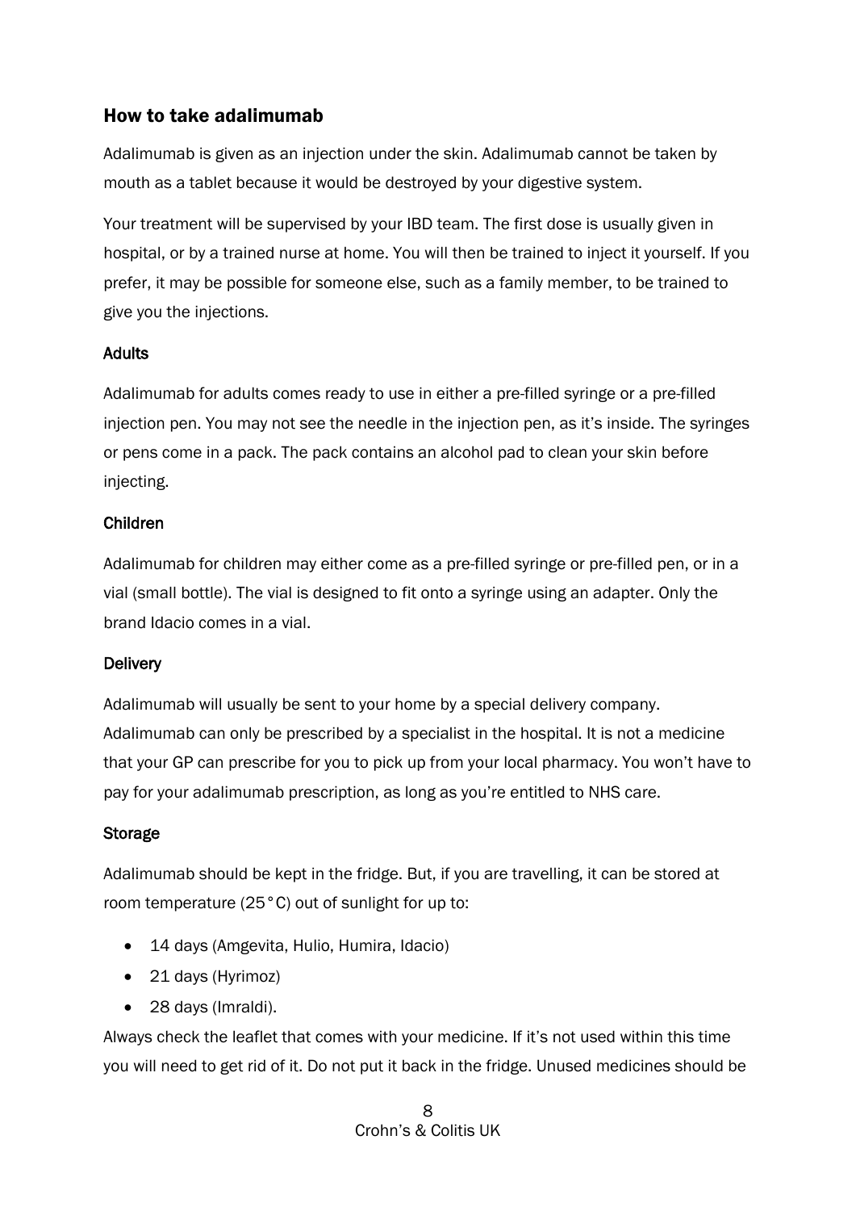## How to take adalimumab

Adalimumab is given as an injection under the skin. Adalimumab cannot be taken by mouth as a tablet because it would be destroyed by your digestive system.

Your treatment will be supervised by your IBD team. The first dose is usually given in hospital, or by a trained nurse at home. You will then be trained to inject it yourself. If you prefer, it may be possible for someone else, such as a family member, to be trained to give you the injections.

### Adults

Adalimumab for adults comes ready to use in either a pre-filled syringe or a pre-filled injection pen. You may not see the needle in the injection pen, as it's inside. The syringes or pens come in a pack. The pack contains an alcohol pad to clean your skin before injecting.

### Children

Adalimumab for children may either come as a pre-filled syringe or pre-filled pen, or in a vial (small bottle). The vial is designed to fit onto a syringe using an adapter. Only the brand Idacio comes in a vial.

### Delivery

Adalimumab will usually be sent to your home by a special delivery company. Adalimumab can only be prescribed by a specialist in the hospital. It is not a medicine that your GP can prescribe for you to pick up from your local pharmacy. You won't have to pay for your adalimumab prescription, as long as you're entitled to NHS care.

### Storage

Adalimumab should be kept in the fridge. But, if you are travelling, it can be stored at room temperature (25°C) out of sunlight for up to:

- 14 days (Amgevita, Hulio, Humira, Idacio)
- 21 days (Hyrimoz)
- 28 days (Imraldi).

Always check the leaflet that comes with your medicine. If it's not used within this time you will need to get rid of it. Do not put it back in the fridge. Unused medicines should be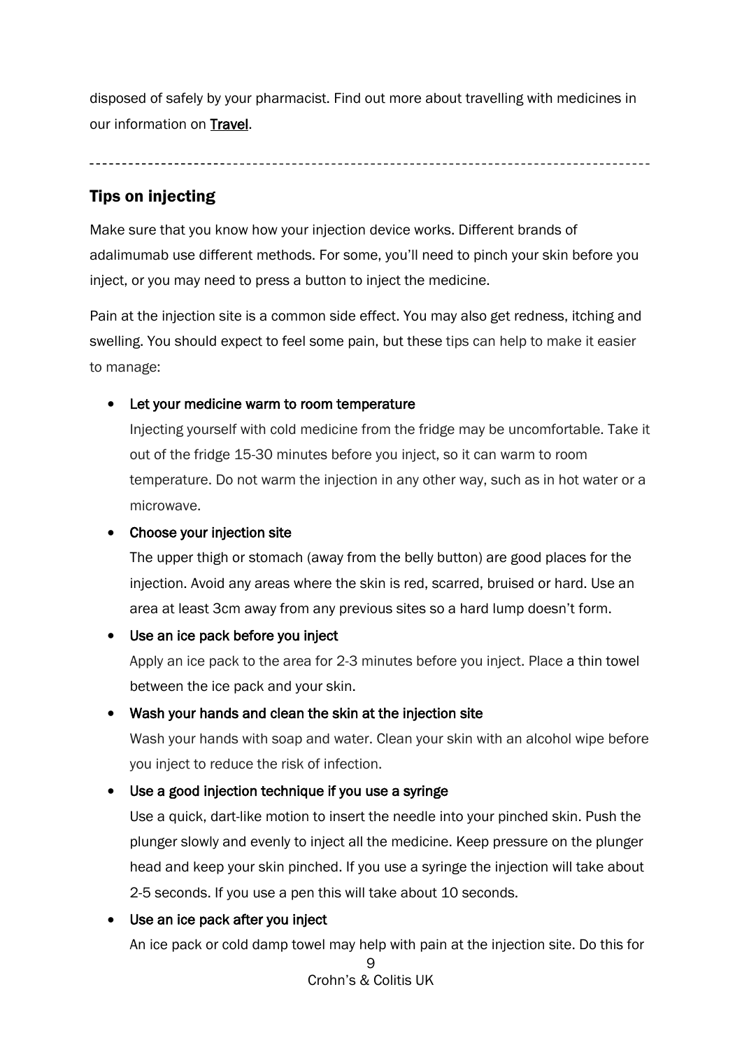disposed of safely by your pharmacist. Find out more about travelling with medicines in our information on [Travel](Travel).

---

## Tips on injecting

Make sure that you know how your injection device works. Different brands of adalimumab use different methods. For some, you'll need to pinch your skin before you inject, or you may need to press a button to inject the medicine.

Pain at the injection site is a common side effect. You may also get redness, itching and swelling. You should expect to feel some pain, but these tips can help to make it easier to manage:

- Let your medicine warm to room temperature
  Injecting yourself with cold medicine from the fridge may be uncomfortable. Take it out of the fridge 15-30 minutes before you inject, so it can warm to room temperature. Do not warm the injection in any other way, such as in hot water or a microwave.
- Choose your injection site
  The upper thigh or stomach (away from the belly button) are good places for the injection. Avoid any areas where the skin is red, scarred, bruised or hard. Use an area at least 3cm away from any previous sites so a hard lump doesn't form.
- Use an ice pack before you inject
  Apply an ice pack to the area for 2-3 minutes before you inject. Place a thin towel between the ice pack and your skin.
- Wash your hands and clean the skin at the injection site
  Wash your hands with soap and water. Clean your skin with an alcohol wipe before you inject to reduce the risk of infection.
- Use a good injection technique if you use a syringe
  Use a quick, dart-like motion to insert the needle into your pinched skin. Push the plunger slowly and evenly to inject all the medicine. Keep pressure on the plunger head and keep your skin pinched. If you use a syringe the injection will take about 2-5 seconds. If you use a pen this will take about 10 seconds.
- Use an ice pack after you inject
  An ice pack or cold damp towel may help with pain at the injection site. Do this for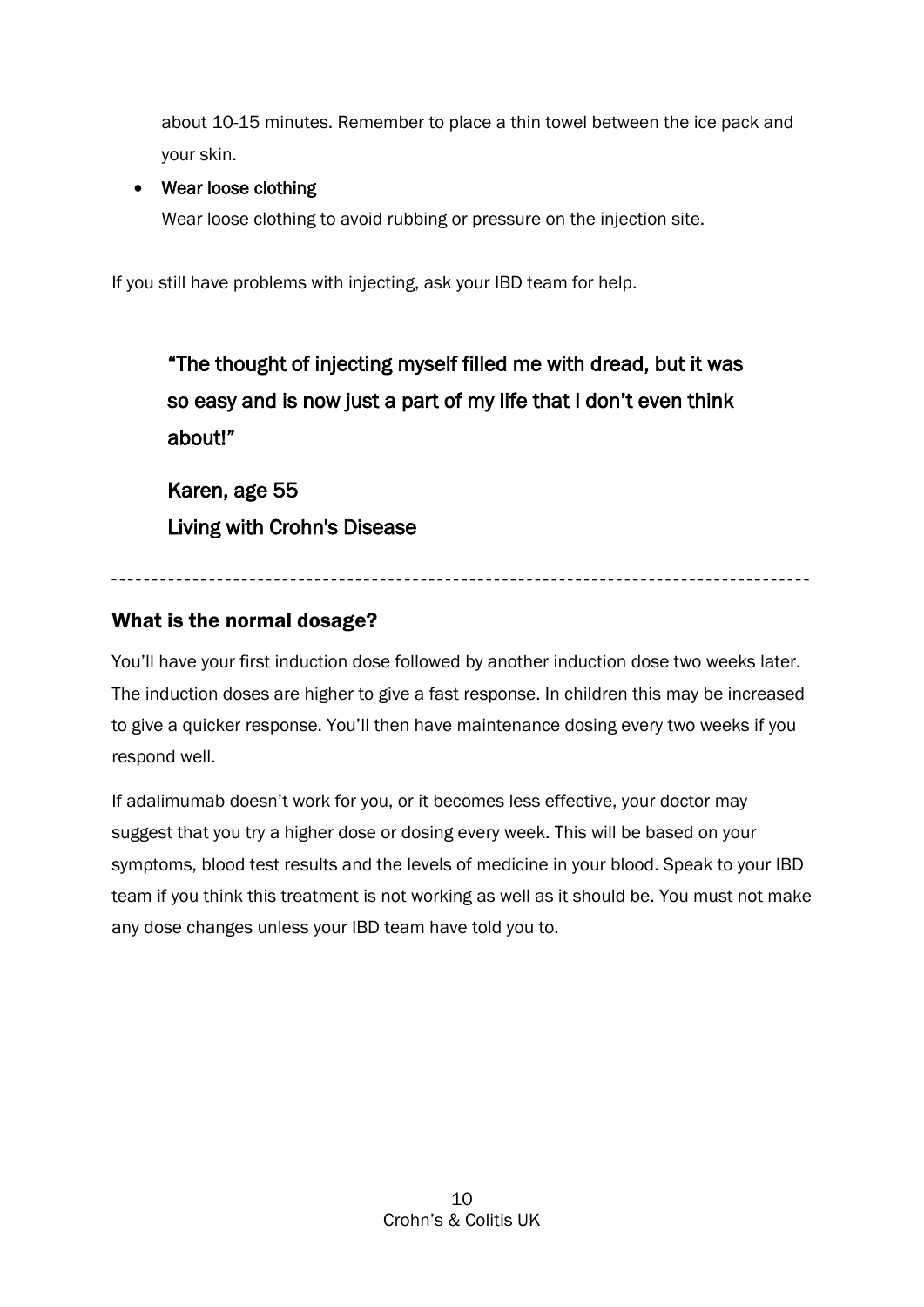about 10-15 minutes. Remember to place a thin towel between the ice pack and your skin.

- **Wear loose clothing**
  Wear loose clothing to avoid rubbing or pressure on the injection site.

If you still have problems with injecting, ask your IBD team for help.

> "The thought of injecting myself filled me with dread, but it was so easy and is now just a part of my life that I don't even think about!"
>
> Karen, age 55
> Living with Crohn's Disease

---

## What is the normal dosage?

You'll have your first induction dose followed by another induction dose two weeks later. The induction doses are higher to give a fast response. In children this may be increased to give a quicker response. You'll then have maintenance dosing every two weeks if you respond well.

If adalimumab doesn't work for you, or it becomes less effective, your doctor may suggest that you try a higher dose or dosing every week. This will be based on your symptoms, blood test results and the levels of medicine in your blood. Speak to your IBD team if you think this treatment is not working as well as it should be. You must not make any dose changes unless your IBD team have told you to.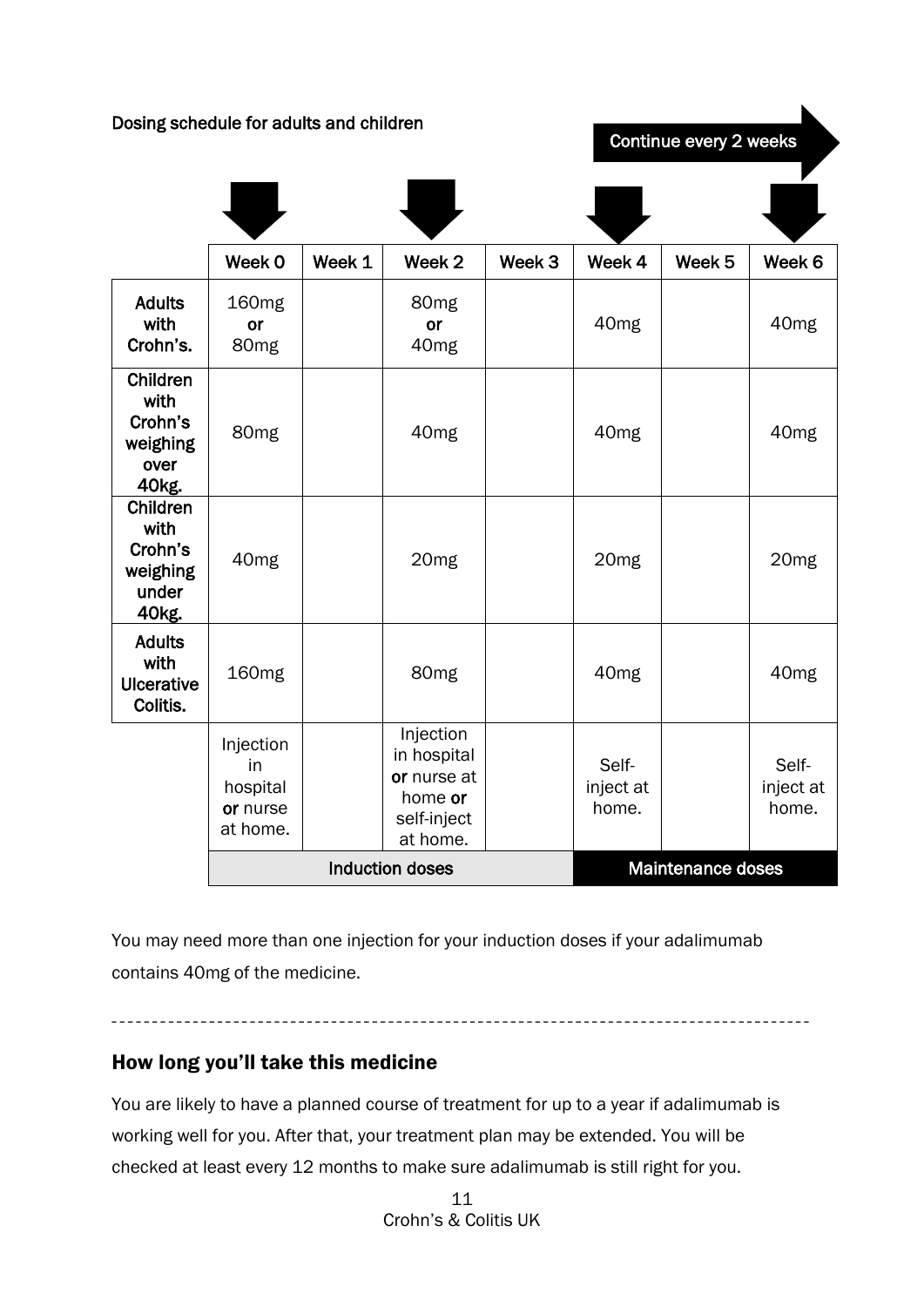Dosing schedule for adults and children

Continue every 2 weeks

| | Week 0 | Week 1 | Week 2 | Week 3 | Week 4 | Week 5 | Week 6 |
|---|---|---|---|---|---|---|---|
| **Adults with Crohn's.** | 160mg **or** 80mg | | 80mg **or** 40mg | | 40mg | | 40mg |
| **Children with Crohn's weighing over 40kg.** | 80mg | | 40mg | | 40mg | | 40mg |
| **Children with Crohn's weighing under 40kg.** | 40mg | | 20mg | | 20mg | | 20mg |
| **Adults with Ulcerative Colitis.** | 160mg | | 80mg | | 40mg | | 40mg |
| | Injection in hospital **or** nurse at home. | | Injection in hospital **or** nurse at home **or** self-inject at home. | | Self-inject at home. | | Self-inject at home. |
| | Induction doses | | | | Maintenance doses | | |

You may need more than one injection for your induction doses if your adalimumab contains 40mg of the medicine.

---

## How long you'll take this medicine

You are likely to have a planned course of treatment for up to a year if adalimumab is working well for you. After that, your treatment plan may be extended. You will be checked at least every 12 months to make sure adalimumab is still right for you.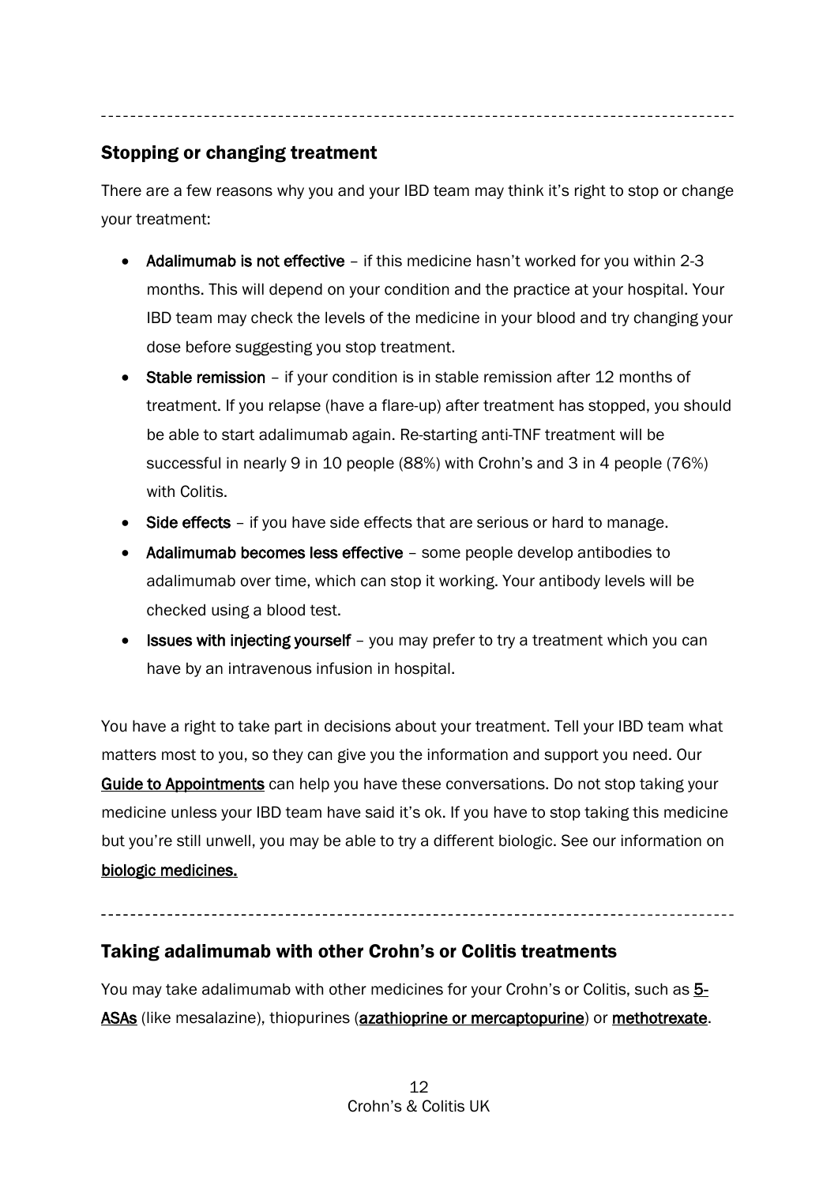## Stopping or changing treatment

There are a few reasons why you and your IBD team may think it's right to stop or change your treatment:

- **Adalimumab is not effective** – if this medicine hasn't worked for you within 2-3 months. This will depend on your condition and the practice at your hospital. Your IBD team may check the levels of the medicine in your blood and try changing your dose before suggesting you stop treatment.
- **Stable remission** – if your condition is in stable remission after 12 months of treatment. If you relapse (have a flare-up) after treatment has stopped, you should be able to start adalimumab again. Re-starting anti-TNF treatment will be successful in nearly 9 in 10 people (88%) with Crohn's and 3 in 4 people (76%) with Colitis.
- **Side effects** – if you have side effects that are serious or hard to manage.
- **Adalimumab becomes less effective** – some people develop antibodies to adalimumab over time, which can stop it working. Your antibody levels will be checked using a blood test.
- **Issues with injecting yourself** – you may prefer to try a treatment which you can have by an intravenous infusion in hospital.

You have a right to take part in decisions about your treatment. Tell your IBD team what matters most to you, so they can give you the information and support you need. Our **Guide to Appointments** can help you have these conversations. Do not stop taking your medicine unless your IBD team have said it's ok. If you have to stop taking this medicine but you're still unwell, you may be able to try a different biologic. See our information on **biologic medicines.**

## Taking adalimumab with other Crohn's or Colitis treatments

You may take adalimumab with other medicines for your Crohn's or Colitis, such as **5-ASAs** (like mesalazine), thiopurines (**azathioprine or mercaptopurine**) or **methotrexate**.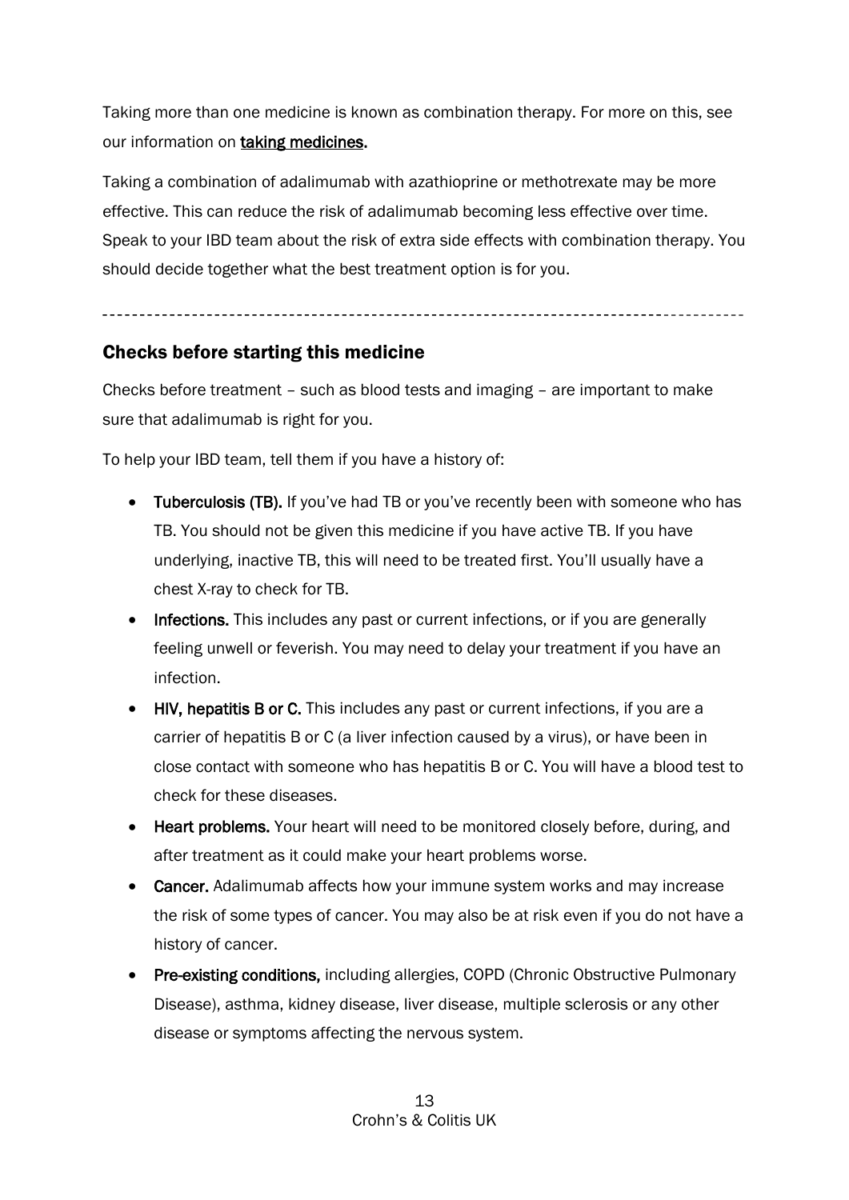Taking more than one medicine is known as combination therapy. For more on this, see our information on **taking medicines.**

Taking a combination of adalimumab with azathioprine or methotrexate may be more effective. This can reduce the risk of adalimumab becoming less effective over time. Speak to your IBD team about the risk of extra side effects with combination therapy. You should decide together what the best treatment option is for you.

---

## Checks before starting this medicine

Checks before treatment – such as blood tests and imaging – are important to make sure that adalimumab is right for you.

To help your IBD team, tell them if you have a history of:

- **Tuberculosis (TB).** If you've had TB or you've recently been with someone who has TB. You should not be given this medicine if you have active TB. If you have underlying, inactive TB, this will need to be treated first. You'll usually have a chest X-ray to check for TB.
- **Infections.** This includes any past or current infections, or if you are generally feeling unwell or feverish. You may need to delay your treatment if you have an infection.
- **HIV, hepatitis B or C.** This includes any past or current infections, if you are a carrier of hepatitis B or C (a liver infection caused by a virus), or have been in close contact with someone who has hepatitis B or C. You will have a blood test to check for these diseases.
- **Heart problems.** Your heart will need to be monitored closely before, during, and after treatment as it could make your heart problems worse.
- **Cancer.** Adalimumab affects how your immune system works and may increase the risk of some types of cancer. You may also be at risk even if you do not have a history of cancer.
- **Pre-existing conditions,** including allergies, COPD (Chronic Obstructive Pulmonary Disease), asthma, kidney disease, liver disease, multiple sclerosis or any other disease or symptoms affecting the nervous system.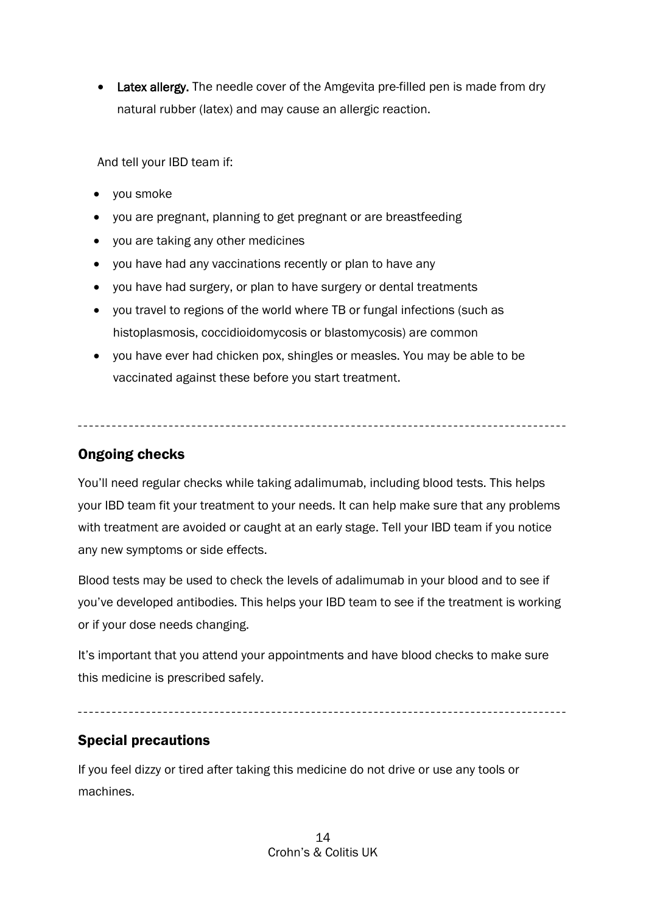- **Latex allergy.** The needle cover of the Amgevita pre-filled pen is made from dry natural rubber (latex) and may cause an allergic reaction.

And tell your IBD team if:

- you smoke
- you are pregnant, planning to get pregnant or are breastfeeding
- you are taking any other medicines
- you have had any vaccinations recently or plan to have any
- you have had surgery, or plan to have surgery or dental treatments
- you travel to regions of the world where TB or fungal infections (such as histoplasmosis, coccidioidomycosis or blastomycosis) are common
- you have ever had chicken pox, shingles or measles. You may be able to be vaccinated against these before you start treatment.

---

## Ongoing checks

You'll need regular checks while taking adalimumab, including blood tests. This helps your IBD team fit your treatment to your needs. It can help make sure that any problems with treatment are avoided or caught at an early stage. Tell your IBD team if you notice any new symptoms or side effects.

Blood tests may be used to check the levels of adalimumab in your blood and to see if you've developed antibodies. This helps your IBD team to see if the treatment is working or if your dose needs changing.

It's important that you attend your appointments and have blood checks to make sure this medicine is prescribed safely.

---

## Special precautions

If you feel dizzy or tired after taking this medicine do not drive or use any tools or machines.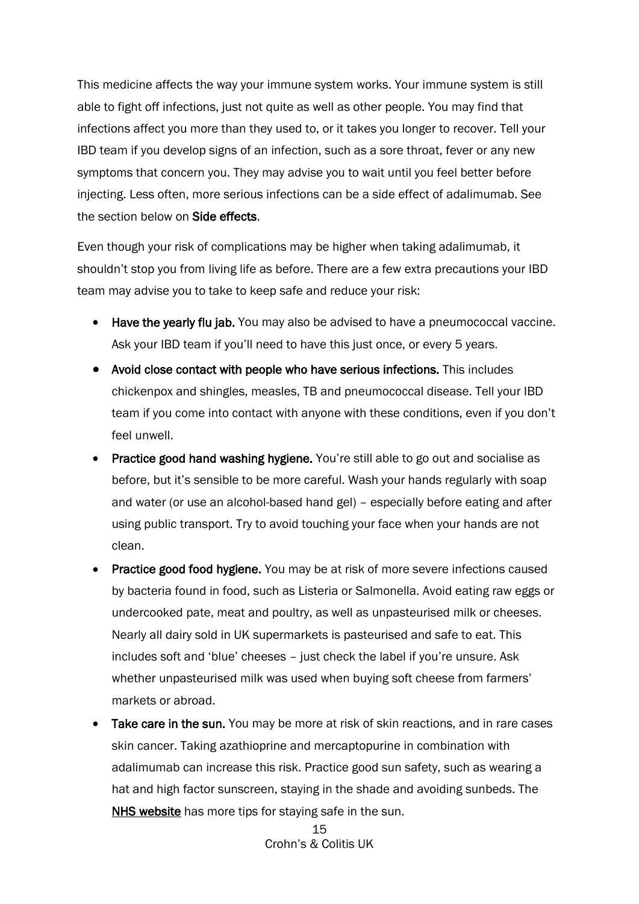This medicine affects the way your immune system works. Your immune system is still able to fight off infections, just not quite as well as other people. You may find that infections affect you more than they used to, or it takes you longer to recover. Tell your IBD team if you develop signs of an infection, such as a sore throat, fever or any new symptoms that concern you. They may advise you to wait until you feel better before injecting. Less often, more serious infections can be a side effect of adalimumab. See the section below on **Side effects**.

Even though your risk of complications may be higher when taking adalimumab, it shouldn't stop you from living life as before. There are a few extra precautions your IBD team may advise you to take to keep safe and reduce your risk:

- **Have the yearly flu jab.** You may also be advised to have a pneumococcal vaccine. Ask your IBD team if you'll need to have this just once, or every 5 years.
- **Avoid close contact with people who have serious infections.** This includes chickenpox and shingles, measles, TB and pneumococcal disease. Tell your IBD team if you come into contact with anyone with these conditions, even if you don't feel unwell.
- **Practice good hand washing hygiene.** You're still able to go out and socialise as before, but it's sensible to be more careful. Wash your hands regularly with soap and water (or use an alcohol-based hand gel) – especially before eating and after using public transport. Try to avoid touching your face when your hands are not clean.
- **Practice good food hygiene.** You may be at risk of more severe infections caused by bacteria found in food, such as Listeria or Salmonella. Avoid eating raw eggs or undercooked pate, meat and poultry, as well as unpasteurised milk or cheeses. Nearly all dairy sold in UK supermarkets is pasteurised and safe to eat. This includes soft and 'blue' cheeses – just check the label if you're unsure. Ask whether unpasteurised milk was used when buying soft cheese from farmers' markets or abroad.
- **Take care in the sun.** You may be more at risk of skin reactions, and in rare cases skin cancer. Taking azathioprine and mercaptopurine in combination with adalimumab can increase this risk. Practice good sun safety, such as wearing a hat and high factor sunscreen, staying in the shade and avoiding sunbeds. The [NHS website](NHS website) has more tips for staying safe in the sun.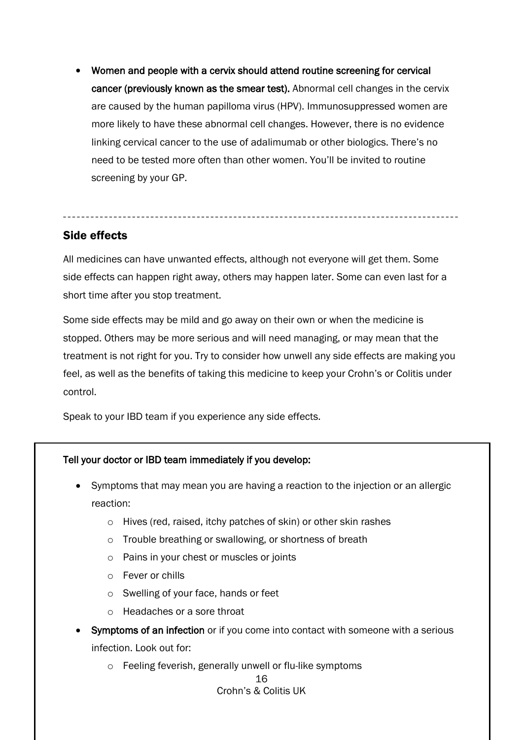- **Women and people with a cervix should attend routine screening for cervical cancer (previously known as the smear test).** Abnormal cell changes in the cervix are caused by the human papilloma virus (HPV). Immunosuppressed women are more likely to have these abnormal cell changes. However, there is no evidence linking cervical cancer to the use of adalimumab or other biologics. There's no need to be tested more often than other women. You'll be invited to routine screening by your GP.

---

## Side effects

All medicines can have unwanted effects, although not everyone will get them. Some side effects can happen right away, others may happen later. Some can even last for a short time after you stop treatment.

Some side effects may be mild and go away on their own or when the medicine is stopped. Others may be more serious and will need managing, or may mean that the treatment is not right for you. Try to consider how unwell any side effects are making you feel, as well as the benefits of taking this medicine to keep your Crohn's or Colitis under control.

Speak to your IBD team if you experience any side effects.

**Tell your doctor or IBD team immediately if you develop:**

- Symptoms that may mean you are having a reaction to the injection or an allergic reaction:
    - Hives (red, raised, itchy patches of skin) or other skin rashes
    - Trouble breathing or swallowing, or shortness of breath
    - Pains in your chest or muscles or joints
    - Fever or chills
    - Swelling of your face, hands or feet
    - Headaches or a sore throat
- **Symptoms of an infection** or if you come into contact with someone with a serious infection. Look out for:
    - Feeling feverish, generally unwell or flu-like symptoms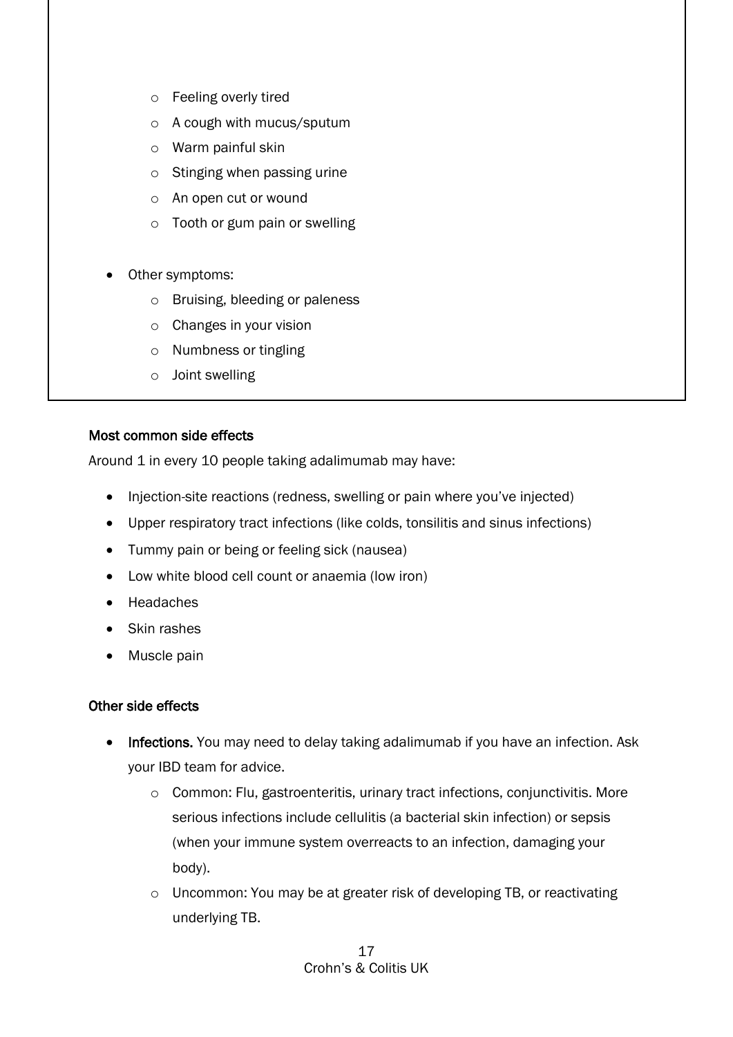- Feeling overly tired
    - A cough with mucus/sputum
    - Warm painful skin
    - Stinging when passing urine
    - An open cut or wound
    - Tooth or gum pain or swelling

- Other symptoms:
    - Bruising, bleeding or paleness
    - Changes in your vision
    - Numbness or tingling
    - Joint swelling

### Most common side effects

Around 1 in every 10 people taking adalimumab may have:

- Injection-site reactions (redness, swelling or pain where you've injected)
- Upper respiratory tract infections (like colds, tonsilitis and sinus infections)
- Tummy pain or being or feeling sick (nausea)
- Low white blood cell count or anaemia (low iron)
- Headaches
- Skin rashes
- Muscle pain

### Other side effects

- **Infections.** You may need to delay taking adalimumab if you have an infection. Ask your IBD team for advice.
    - Common: Flu, gastroenteritis, urinary tract infections, conjunctivitis. More serious infections include cellulitis (a bacterial skin infection) or sepsis (when your immune system overreacts to an infection, damaging your body).
    - Uncommon: You may be at greater risk of developing TB, or reactivating underlying TB.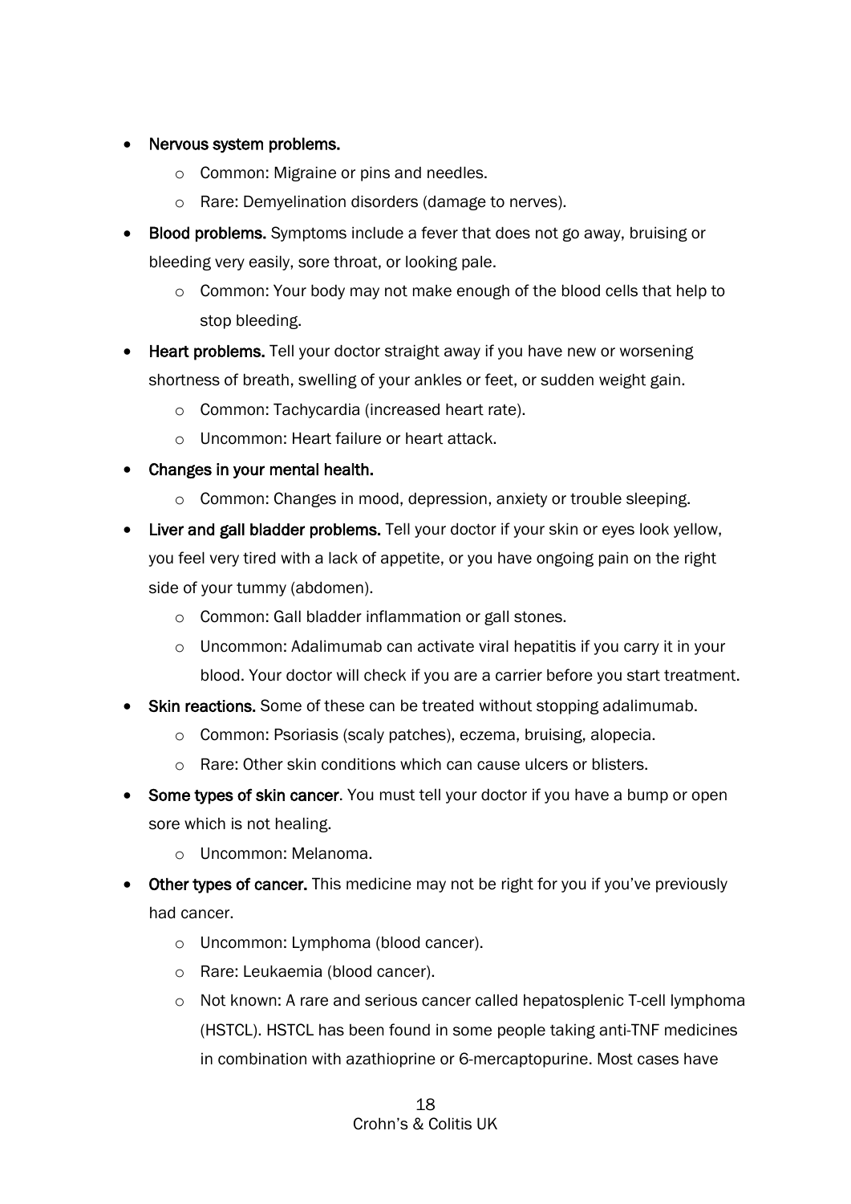- **Nervous system problems.**
    - Common: Migraine or pins and needles.
    - Rare: Demyelination disorders (damage to nerves).
- **Blood problems.** Symptoms include a fever that does not go away, bruising or bleeding very easily, sore throat, or looking pale.
    - Common: Your body may not make enough of the blood cells that help to stop bleeding.
- **Heart problems.** Tell your doctor straight away if you have new or worsening shortness of breath, swelling of your ankles or feet, or sudden weight gain.
    - Common: Tachycardia (increased heart rate).
    - Uncommon: Heart failure or heart attack.
- **Changes in your mental health.**
    - Common: Changes in mood, depression, anxiety or trouble sleeping.
- **Liver and gall bladder problems.** Tell your doctor if your skin or eyes look yellow, you feel very tired with a lack of appetite, or you have ongoing pain on the right side of your tummy (abdomen).
    - Common: Gall bladder inflammation or gall stones.
    - Uncommon: Adalimumab can activate viral hepatitis if you carry it in your blood. Your doctor will check if you are a carrier before you start treatment.
- **Skin reactions.** Some of these can be treated without stopping adalimumab.
    - Common: Psoriasis (scaly patches), eczema, bruising, alopecia.
    - Rare: Other skin conditions which can cause ulcers or blisters.
- **Some types of skin cancer**. You must tell your doctor if you have a bump or open sore which is not healing.
    - Uncommon: Melanoma.
- **Other types of cancer.** This medicine may not be right for you if you've previously had cancer.
    - Uncommon: Lymphoma (blood cancer).
    - Rare: Leukaemia (blood cancer).
    - Not known: A rare and serious cancer called hepatosplenic T-cell lymphoma (HSTCL). HSTCL has been found in some people taking anti-TNF medicines in combination with azathioprine or 6-mercaptopurine. Most cases have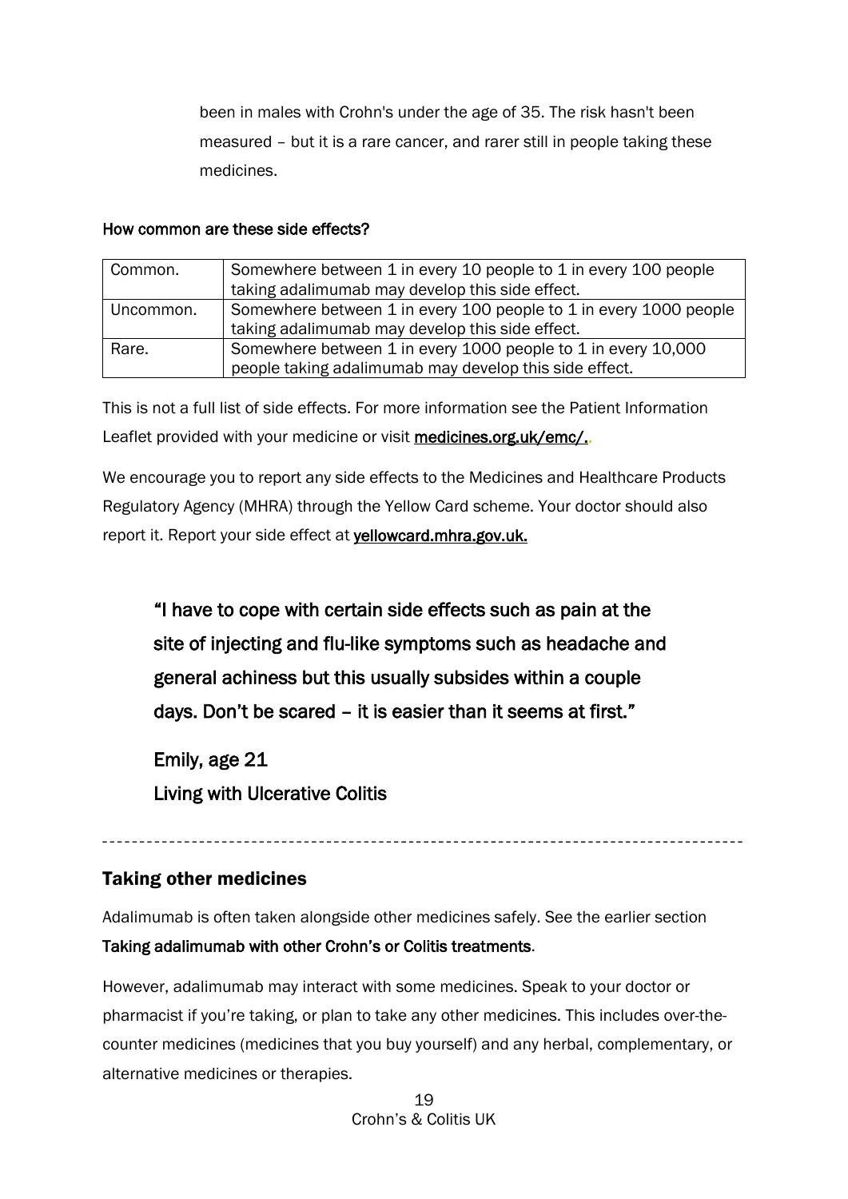been in males with Crohn's under the age of 35. The risk hasn't been measured – but it is a rare cancer, and rarer still in people taking these medicines.

**How common are these side effects?**

| Common. | Somewhere between 1 in every 10 people to 1 in every 100 people taking adalimumab may develop this side effect. |
|---|---|
| Uncommon. | Somewhere between 1 in every 100 people to 1 in every 1000 people taking adalimumab may develop this side effect. |
| Rare. | Somewhere between 1 in every 1000 people to 1 in every 10,000 people taking adalimumab may develop this side effect. |

This is not a full list of side effects. For more information see the Patient Information Leaflet provided with your medicine or visit **medicines.org.uk/emc/.**.

We encourage you to report any side effects to the Medicines and Healthcare Products Regulatory Agency (MHRA) through the Yellow Card scheme. Your doctor should also report it. Report your side effect at **yellowcard.mhra.gov.uk.**

> **"I have to cope with certain side effects such as pain at the site of injecting and flu-like symptoms such as headache and general achiness but this usually subsides within a couple days. Don't be scared – it is easier than it seems at first."**
>
> **Emily, age 21**
> **Living with Ulcerative Colitis**

---

## Taking other medicines

Adalimumab is often taken alongside other medicines safely. See the earlier section **Taking adalimumab with other Crohn's or Colitis treatments**.

However, adalimumab may interact with some medicines. Speak to your doctor or pharmacist if you're taking, or plan to take any other medicines. This includes over-the-counter medicines (medicines that you buy yourself) and any herbal, complementary, or alternative medicines or therapies.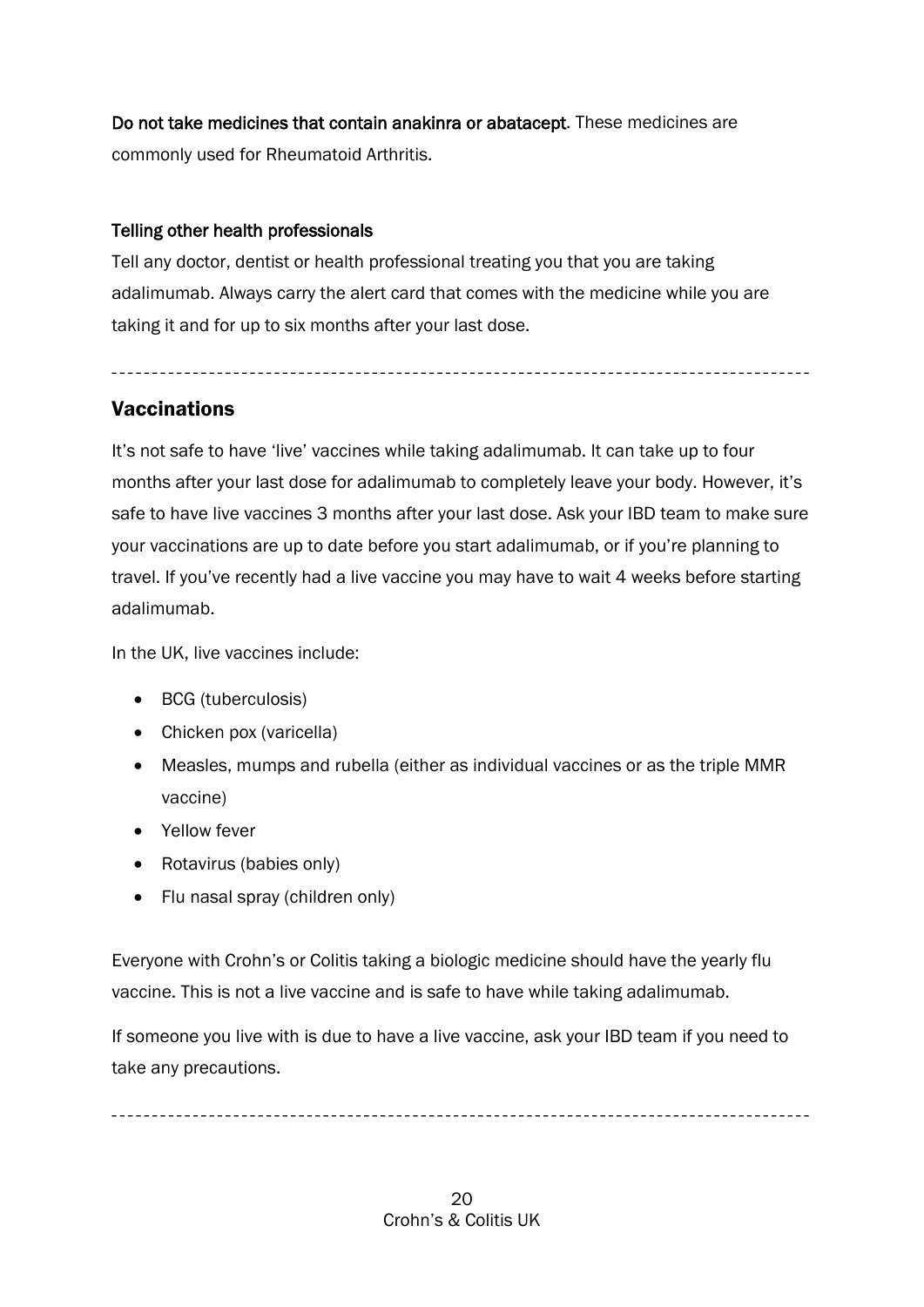**Do not take medicines that contain anakinra or abatacept**. These medicines are commonly used for Rheumatoid Arthritis.

#### Telling other health professionals

Tell any doctor, dentist or health professional treating you that you are taking adalimumab. Always carry the alert card that comes with the medicine while you are taking it and for up to six months after your last dose.

---

## Vaccinations

It's not safe to have 'live' vaccines while taking adalimumab. It can take up to four months after your last dose for adalimumab to completely leave your body. However, it's safe to have live vaccines 3 months after your last dose. Ask your IBD team to make sure your vaccinations are up to date before you start adalimumab, or if you're planning to travel. If you've recently had a live vaccine you may have to wait 4 weeks before starting adalimumab.

In the UK, live vaccines include:

- BCG (tuberculosis)
- Chicken pox (varicella)
- Measles, mumps and rubella (either as individual vaccines or as the triple MMR vaccine)
- Yellow fever
- Rotavirus (babies only)
- Flu nasal spray (children only)

Everyone with Crohn's or Colitis taking a biologic medicine should have the yearly flu vaccine. This is not a live vaccine and is safe to have while taking adalimumab.

If someone you live with is due to have a live vaccine, ask your IBD team if you need to take any precautions.

---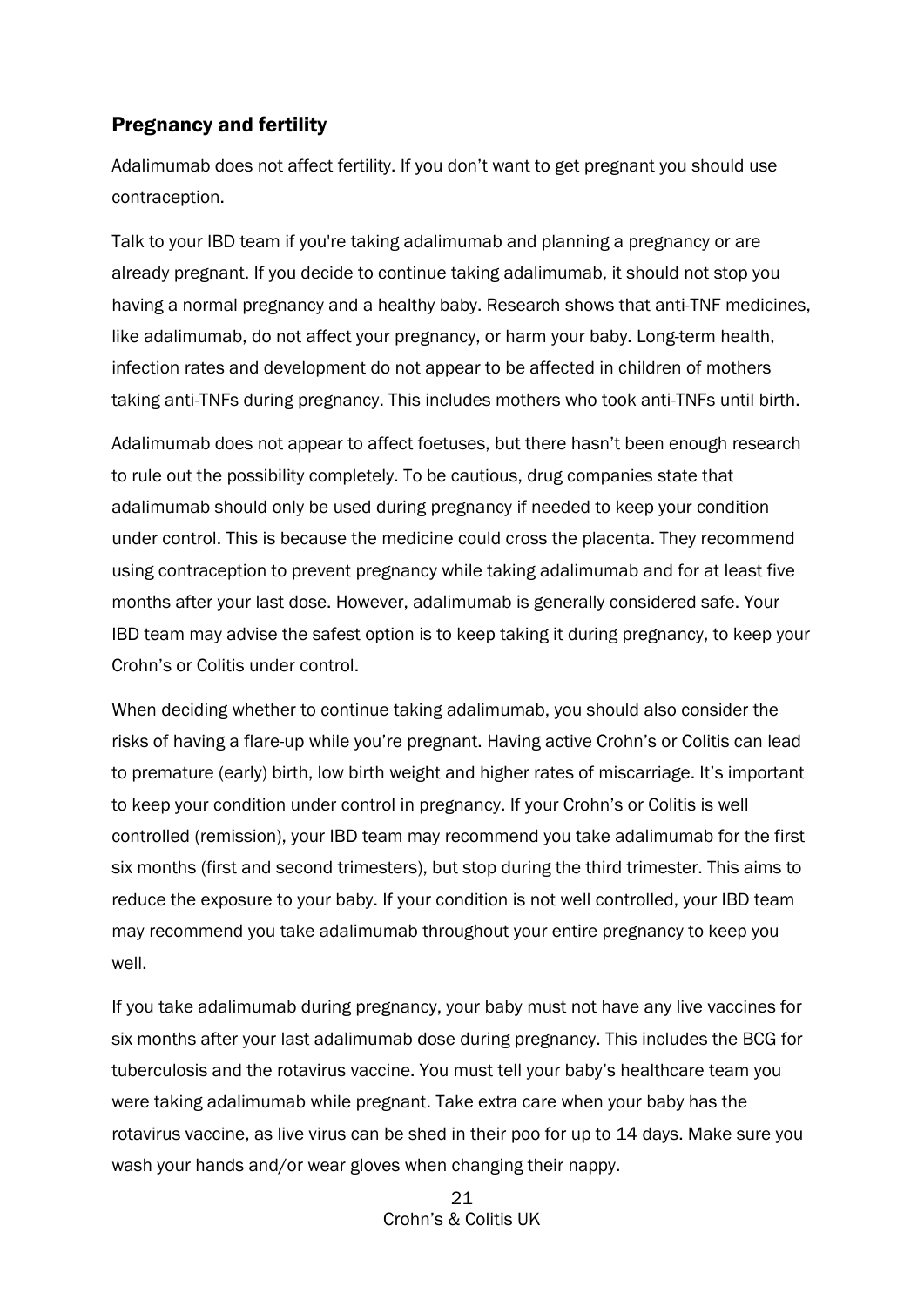## Pregnancy and fertility

Adalimumab does not affect fertility. If you don't want to get pregnant you should use contraception.

Talk to your IBD team if you're taking adalimumab and planning a pregnancy or are already pregnant. If you decide to continue taking adalimumab, it should not stop you having a normal pregnancy and a healthy baby. Research shows that anti-TNF medicines, like adalimumab, do not affect your pregnancy, or harm your baby. Long-term health, infection rates and development do not appear to be affected in children of mothers taking anti-TNFs during pregnancy. This includes mothers who took anti-TNFs until birth.

Adalimumab does not appear to affect foetuses, but there hasn't been enough research to rule out the possibility completely. To be cautious, drug companies state that adalimumab should only be used during pregnancy if needed to keep your condition under control. This is because the medicine could cross the placenta. They recommend using contraception to prevent pregnancy while taking adalimumab and for at least five months after your last dose. However, adalimumab is generally considered safe. Your IBD team may advise the safest option is to keep taking it during pregnancy, to keep your Crohn's or Colitis under control.

When deciding whether to continue taking adalimumab, you should also consider the risks of having a flare-up while you're pregnant. Having active Crohn's or Colitis can lead to premature (early) birth, low birth weight and higher rates of miscarriage. It's important to keep your condition under control in pregnancy. If your Crohn's or Colitis is well controlled (remission), your IBD team may recommend you take adalimumab for the first six months (first and second trimesters), but stop during the third trimester. This aims to reduce the exposure to your baby. If your condition is not well controlled, your IBD team may recommend you take adalimumab throughout your entire pregnancy to keep you well.

If you take adalimumab during pregnancy, your baby must not have any live vaccines for six months after your last adalimumab dose during pregnancy. This includes the BCG for tuberculosis and the rotavirus vaccine. You must tell your baby's healthcare team you were taking adalimumab while pregnant. Take extra care when your baby has the rotavirus vaccine, as live virus can be shed in their poo for up to 14 days. Make sure you wash your hands and/or wear gloves when changing their nappy.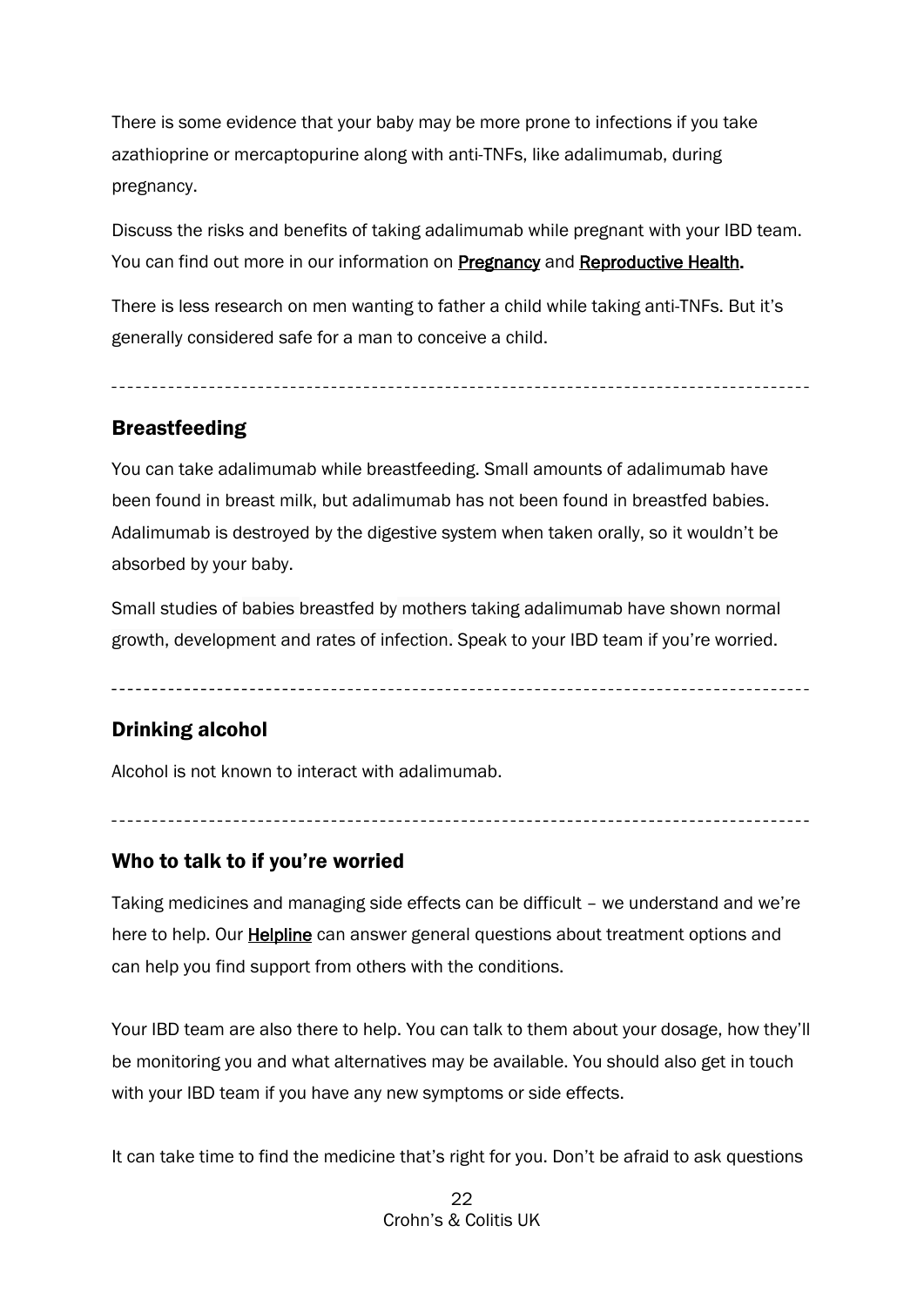There is some evidence that your baby may be more prone to infections if you take azathioprine or mercaptopurine along with anti-TNFs, like adalimumab, during pregnancy.

Discuss the risks and benefits of taking adalimumab while pregnant with your IBD team. You can find out more in our information on Pregnancy and Reproductive Health.

There is less research on men wanting to father a child while taking anti-TNFs. But it's generally considered safe for a man to conceive a child.

---

## Breastfeeding

You can take adalimumab while breastfeeding. Small amounts of adalimumab have been found in breast milk, but adalimumab has not been found in breastfed babies. Adalimumab is destroyed by the digestive system when taken orally, so it wouldn't be absorbed by your baby.

Small studies of babies breastfed by mothers taking adalimumab have shown normal growth, development and rates of infection. Speak to your IBD team if you're worried.

---

## Drinking alcohol

Alcohol is not known to interact with adalimumab.

---

## Who to talk to if you're worried

Taking medicines and managing side effects can be difficult – we understand and we're here to help. Our Helpline can answer general questions about treatment options and can help you find support from others with the conditions.

Your IBD team are also there to help. You can talk to them about your dosage, how they'll be monitoring you and what alternatives may be available. You should also get in touch with your IBD team if you have any new symptoms or side effects.

It can take time to find the medicine that's right for you. Don't be afraid to ask questions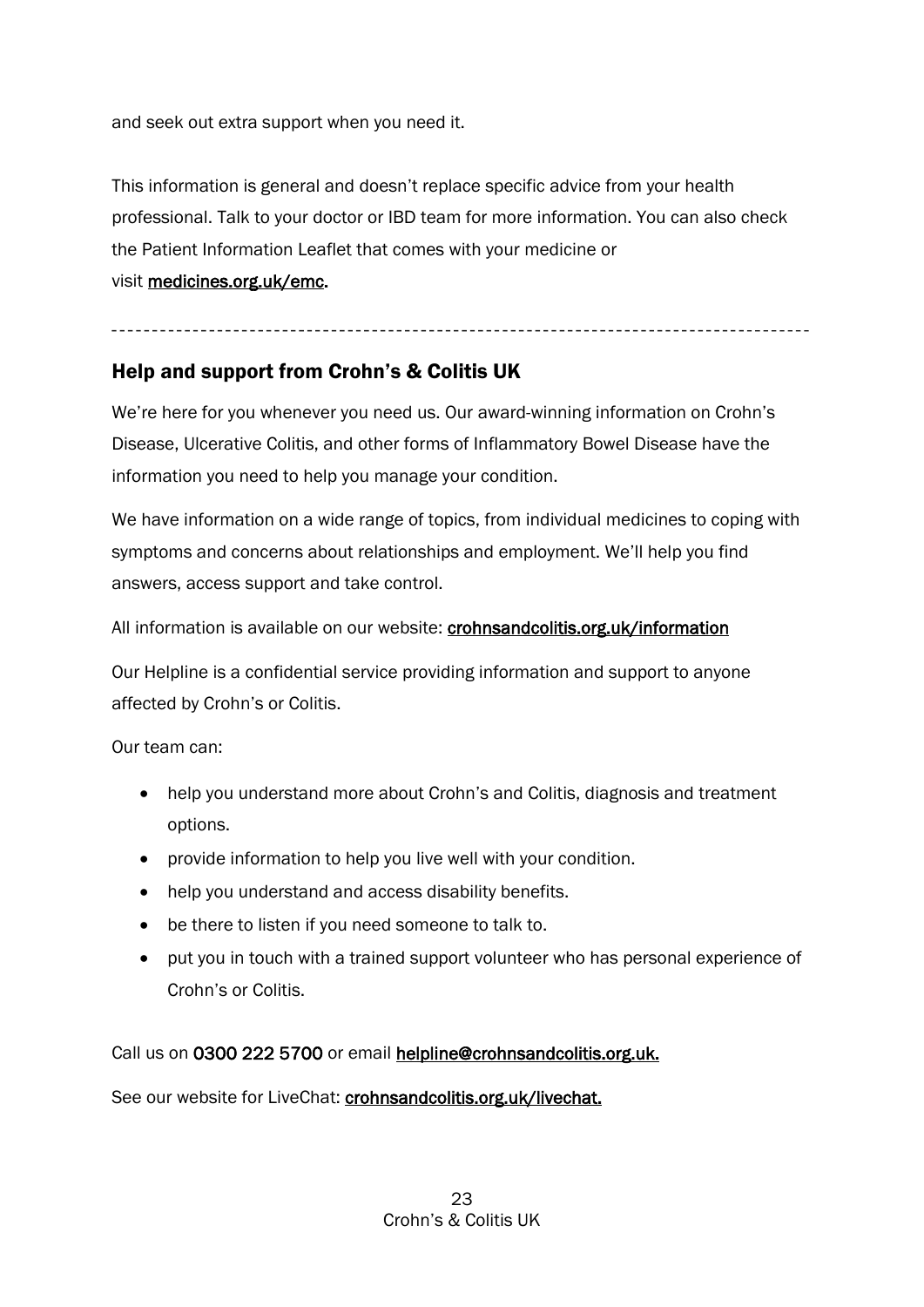and seek out extra support when you need it.

This information is general and doesn't replace specific advice from your health professional. Talk to your doctor or IBD team for more information. You can also check the Patient Information Leaflet that comes with your medicine or visit **medicines.org.uk/emc**.

---

## Help and support from Crohn's & Colitis UK

We're here for you whenever you need us. Our award-winning information on Crohn's Disease, Ulcerative Colitis, and other forms of Inflammatory Bowel Disease have the information you need to help you manage your condition.

We have information on a wide range of topics, from individual medicines to coping with symptoms and concerns about relationships and employment. We'll help you find answers, access support and take control.

All information is available on our website: **crohnsandcolitis.org.uk/information**

Our Helpline is a confidential service providing information and support to anyone affected by Crohn's or Colitis.

Our team can:

- help you understand more about Crohn's and Colitis, diagnosis and treatment options.
- provide information to help you live well with your condition.
- help you understand and access disability benefits.
- be there to listen if you need someone to talk to.
- put you in touch with a trained support volunteer who has personal experience of Crohn's or Colitis.

Call us on **0300 222 5700** or email **helpline@crohnsandcolitis.org.uk.**

See our website for LiveChat: **crohnsandcolitis.org.uk/livechat.**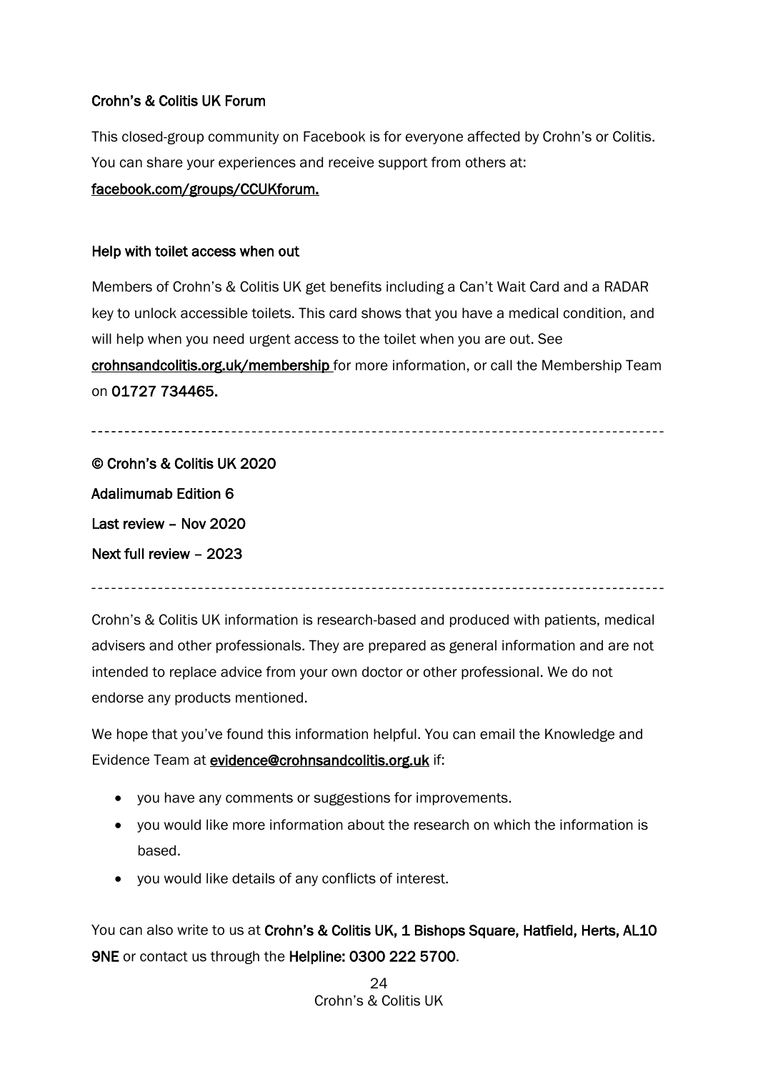### Crohn's & Colitis UK Forum

This closed-group community on Facebook is for everyone affected by Crohn's or Colitis. You can share your experiences and receive support from others at: facebook.com/groups/CCUKforum.

### Help with toilet access when out

Members of Crohn's & Colitis UK get benefits including a Can't Wait Card and a RADAR key to unlock accessible toilets. This card shows that you have a medical condition, and will help when you need urgent access to the toilet when you are out. See **crohnsandcolitis.org.uk/membership** for more information, or call the Membership Team on **01727 734465.**

---

© Crohn's & Colitis UK 2020

Adalimumab Edition 6

Last review – Nov 2020

Next full review – 2023

---

Crohn's & Colitis UK information is research-based and produced with patients, medical advisers and other professionals. They are prepared as general information and are not intended to replace advice from your own doctor or other professional. We do not endorse any products mentioned.

We hope that you've found this information helpful. You can email the Knowledge and Evidence Team at **evidence@crohnsandcolitis.org.uk** if:

- you have any comments or suggestions for improvements.
- you would like more information about the research on which the information is based.
- you would like details of any conflicts of interest.

You can also write to us at **Crohn's & Colitis UK, 1 Bishops Square, Hatfield, Herts, AL10 9NE** or contact us through the **Helpline: 0300 222 5700**.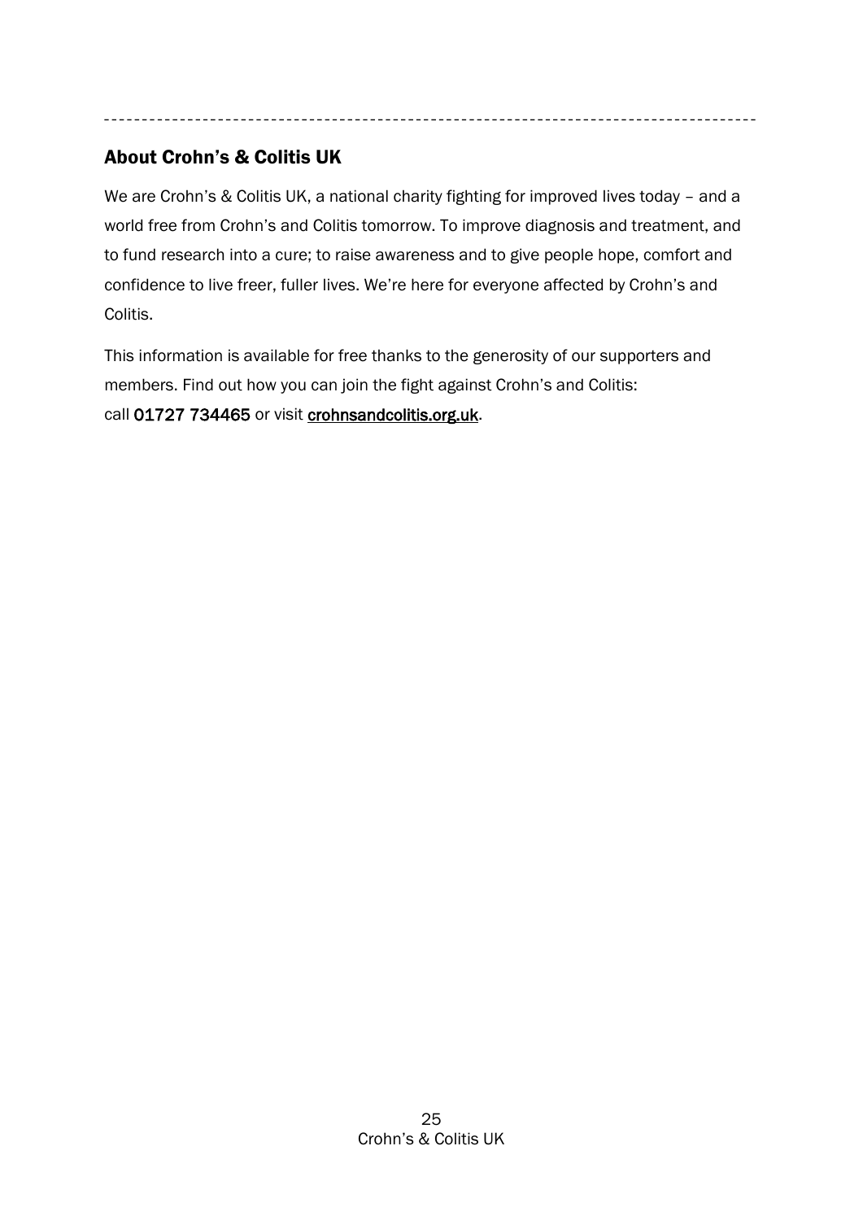---

## About Crohn's & Colitis UK

We are Crohn's & Colitis UK, a national charity fighting for improved lives today – and a world free from Crohn's and Colitis tomorrow. To improve diagnosis and treatment, and to fund research into a cure; to raise awareness and to give people hope, comfort and confidence to live freer, fuller lives. We're here for everyone affected by Crohn's and Colitis.

This information is available for free thanks to the generosity of our supporters and members. Find out how you can join the fight against Crohn's and Colitis: call **01727 734465** or visit [crohnsandcolitis.org.uk](crohnsandcolitis.org.uk).